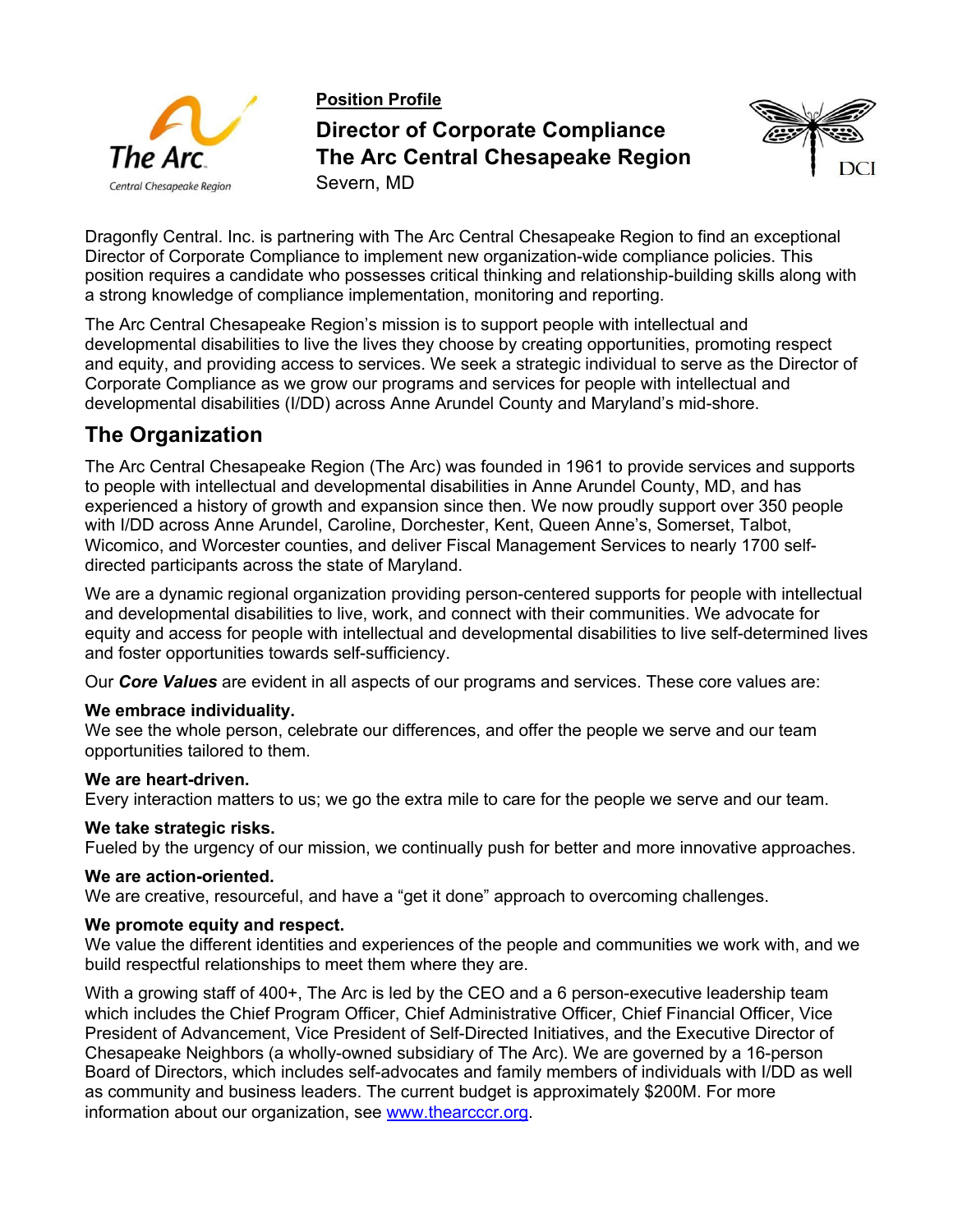**Position Profile**

# Director of Corporate Compliance
# The Arc Central Chesapeake Region

Severn, MD

Dragonfly Central. Inc. is partnering with The Arc Central Chesapeake Region to find an exceptional Director of Corporate Compliance to implement new organization-wide compliance policies. This position requires a candidate who possesses critical thinking and relationship-building skills along with a strong knowledge of compliance implementation, monitoring and reporting.

The Arc Central Chesapeake Region's mission is to support people with intellectual and developmental disabilities to live the lives they choose by creating opportunities, promoting respect and equity, and providing access to services. We seek a strategic individual to serve as the Director of Corporate Compliance as we grow our programs and services for people with intellectual and developmental disabilities (I/DD) across Anne Arundel County and Maryland's mid-shore.

## The Organization

The Arc Central Chesapeake Region (The Arc) was founded in 1961 to provide services and supports to people with intellectual and developmental disabilities in Anne Arundel County, MD, and has experienced a history of growth and expansion since then. We now proudly support over 350 people with I/DD across Anne Arundel, Caroline, Dorchester, Kent, Queen Anne's, Somerset, Talbot, Wicomico, and Worcester counties, and deliver Fiscal Management Services to nearly 1700 self-directed participants across the state of Maryland.

We are a dynamic regional organization providing person-centered supports for people with intellectual and developmental disabilities to live, work, and connect with their communities. We advocate for equity and access for people with intellectual and developmental disabilities to live self-determined lives and foster opportunities towards self-sufficiency.

Our ***Core Values*** are evident in all aspects of our programs and services. These core values are:

**We embrace individuality.**
We see the whole person, celebrate our differences, and offer the people we serve and our team opportunities tailored to them.

**We are heart-driven.**
Every interaction matters to us; we go the extra mile to care for the people we serve and our team.

**We take strategic risks.**
Fueled by the urgency of our mission, we continually push for better and more innovative approaches.

**We are action-oriented.**
We are creative, resourceful, and have a "get it done" approach to overcoming challenges.

**We promote equity and respect.**
We value the different identities and experiences of the people and communities we work with, and we build respectful relationships to meet them where they are.

With a growing staff of 400+, The Arc is led by the CEO and a 6 person-executive leadership team which includes the Chief Program Officer, Chief Administrative Officer, Chief Financial Officer, Vice President of Advancement, Vice President of Self-Directed Initiatives, and the Executive Director of Chesapeake Neighbors (a wholly-owned subsidiary of The Arc). We are governed by a 16-person Board of Directors, which includes self-advocates and family members of individuals with I/DD as well as community and business leaders. The current budget is approximately $200M. For more information about our organization, see [www.thearcccr.org](www.thearcccr.org).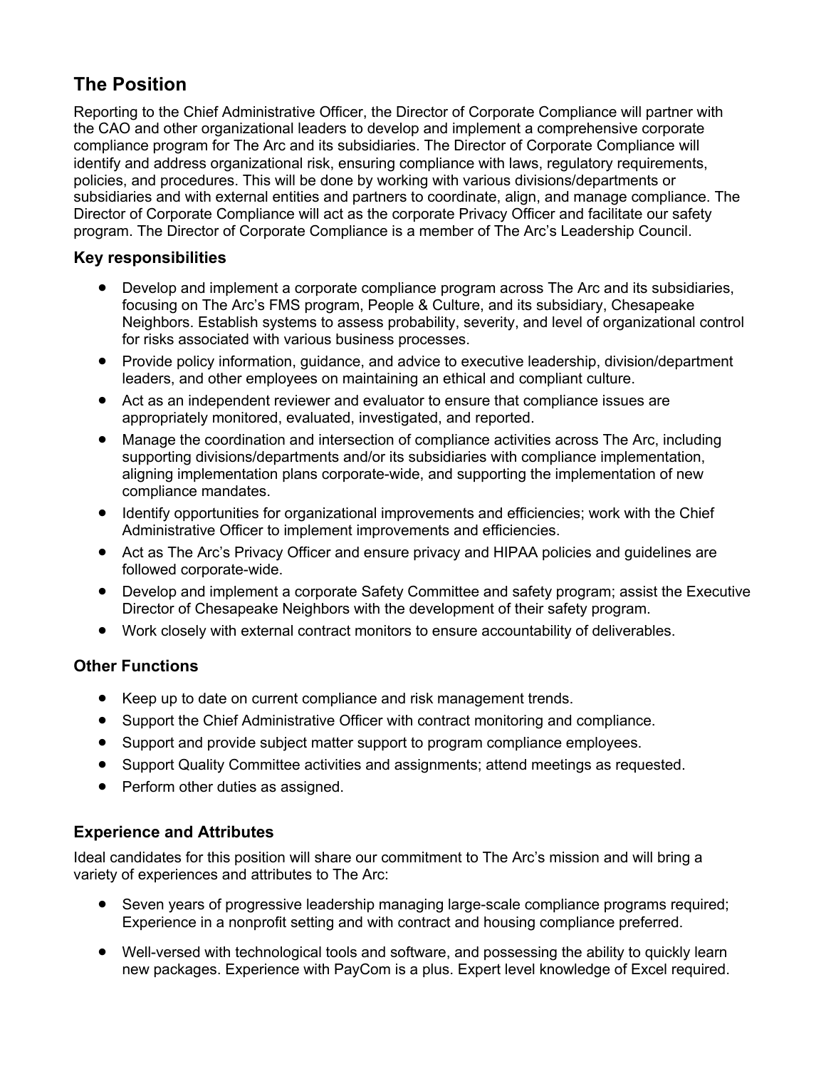## The Position

Reporting to the Chief Administrative Officer, the Director of Corporate Compliance will partner with the CAO and other organizational leaders to develop and implement a comprehensive corporate compliance program for The Arc and its subsidiaries. The Director of Corporate Compliance will identify and address organizational risk, ensuring compliance with laws, regulatory requirements, policies, and procedures. This will be done by working with various divisions/departments or subsidiaries and with external entities and partners to coordinate, align, and manage compliance. The Director of Corporate Compliance will act as the corporate Privacy Officer and facilitate our safety program. The Director of Corporate Compliance is a member of The Arc's Leadership Council.

### Key responsibilities

- Develop and implement a corporate compliance program across The Arc and its subsidiaries, focusing on The Arc's FMS program, People & Culture, and its subsidiary, Chesapeake Neighbors. Establish systems to assess probability, severity, and level of organizational control for risks associated with various business processes.
- Provide policy information, guidance, and advice to executive leadership, division/department leaders, and other employees on maintaining an ethical and compliant culture.
- Act as an independent reviewer and evaluator to ensure that compliance issues are appropriately monitored, evaluated, investigated, and reported.
- Manage the coordination and intersection of compliance activities across The Arc, including supporting divisions/departments and/or its subsidiaries with compliance implementation, aligning implementation plans corporate-wide, and supporting the implementation of new compliance mandates.
- Identify opportunities for organizational improvements and efficiencies; work with the Chief Administrative Officer to implement improvements and efficiencies.
- Act as The Arc's Privacy Officer and ensure privacy and HIPAA policies and guidelines are followed corporate-wide.
- Develop and implement a corporate Safety Committee and safety program; assist the Executive Director of Chesapeake Neighbors with the development of their safety program.
- Work closely with external contract monitors to ensure accountability of deliverables.

### Other Functions

- Keep up to date on current compliance and risk management trends.
- Support the Chief Administrative Officer with contract monitoring and compliance.
- Support and provide subject matter support to program compliance employees.
- Support Quality Committee activities and assignments; attend meetings as requested.
- Perform other duties as assigned.

### Experience and Attributes

Ideal candidates for this position will share our commitment to The Arc's mission and will bring a variety of experiences and attributes to The Arc:

- Seven years of progressive leadership managing large-scale compliance programs required; Experience in a nonprofit setting and with contract and housing compliance preferred.
- Well-versed with technological tools and software, and possessing the ability to quickly learn new packages. Experience with PayCom is a plus. Expert level knowledge of Excel required.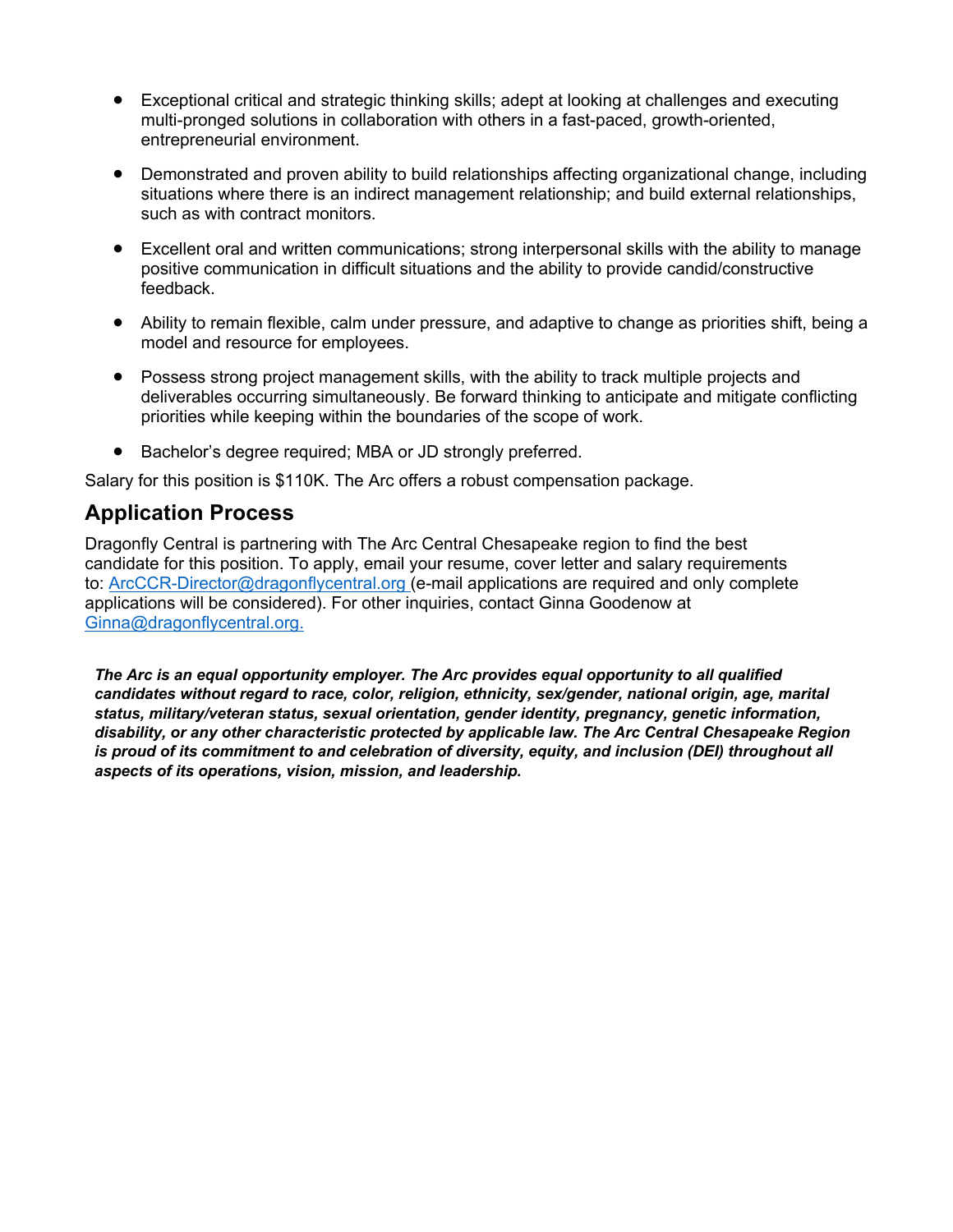- Exceptional critical and strategic thinking skills; adept at looking at challenges and executing multi-pronged solutions in collaboration with others in a fast-paced, growth-oriented, entrepreneurial environment.
- Demonstrated and proven ability to build relationships affecting organizational change, including situations where there is an indirect management relationship; and build external relationships, such as with contract monitors.
- Excellent oral and written communications; strong interpersonal skills with the ability to manage positive communication in difficult situations and the ability to provide candid/constructive feedback.
- Ability to remain flexible, calm under pressure, and adaptive to change as priorities shift, being a model and resource for employees.
- Possess strong project management skills, with the ability to track multiple projects and deliverables occurring simultaneously. Be forward thinking to anticipate and mitigate conflicting priorities while keeping within the boundaries of the scope of work.
- Bachelor's degree required; MBA or JD strongly preferred.

Salary for this position is $110K. The Arc offers a robust compensation package.

## Application Process

Dragonfly Central is partnering with The Arc Central Chesapeake region to find the best candidate for this position. To apply, email your resume, cover letter and salary requirements to: ArcCCR-Director@dragonflycentral.org (e-mail applications are required and only complete applications will be considered). For other inquiries, contact Ginna Goodenow at Ginna@dragonflycentral.org.

***The Arc is an equal opportunity employer. The Arc provides equal opportunity to all qualified candidates without regard to race, color, religion, ethnicity, sex/gender, national origin, age, marital status, military/veteran status, sexual orientation, gender identity, pregnancy, genetic information, disability, or any other characteristic protected by applicable law. The Arc Central Chesapeake Region is proud of its commitment to and celebration of diversity, equity, and inclusion (DEI) throughout all aspects of its operations, vision, mission, and leadership.***